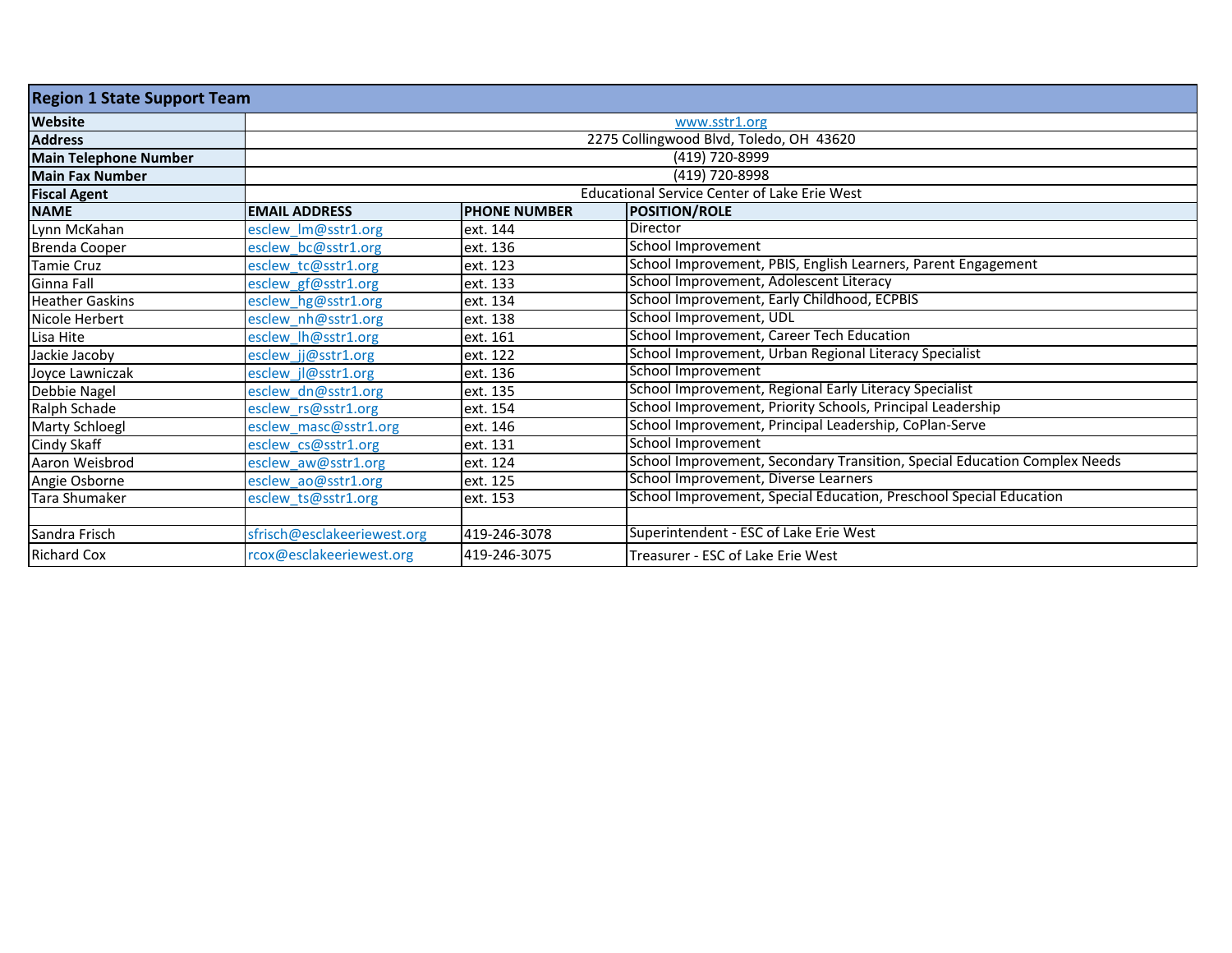| Region 1 State Support Team | | | |
|---|---|---|---|
| **Website** | www.sstr1.org | | |
| **Address** | 2275 Collingwood Blvd, Toledo, OH 43620 | | |
| **Main Telephone Number** | (419) 720-8999 | | |
| **Main Fax Number** | (419) 720-8998 | | |
| **Fiscal Agent** | Educational Service Center of Lake Erie West | | |
| **NAME** | **EMAIL ADDRESS** | **PHONE NUMBER** | **POSITION/ROLE** |
| Lynn McKahan | esclew_lm@sstr1.org | ext. 144 | Director |
| Brenda Cooper | esclew_bc@sstr1.org | ext. 136 | School Improvement |
| Tamie Cruz | esclew_tc@sstr1.org | ext. 123 | School Improvement, PBIS, English Learners, Parent Engagement |
| Ginna Fall | esclew_gf@sstr1.org | ext. 133 | School Improvement, Adolescent Literacy |
| Heather Gaskins | esclew_hg@sstr1.org | ext. 134 | School Improvement, Early Childhood, ECPBIS |
| Nicole Herbert | esclew_nh@sstr1.org | ext. 138 | School Improvement, UDL |
| Lisa Hite | esclew_lh@sstr1.org | ext. 161 | School Improvement, Career Tech Education |
| Jackie Jacoby | esclew_jj@sstr1.org | ext. 122 | School Improvement, Urban Regional Literacy Specialist |
| Joyce Lawniczak | esclew_jl@sstr1.org | ext. 136 | School Improvement |
| Debbie Nagel | esclew_dn@sstr1.org | ext. 135 | School Improvement, Regional Early Literacy Specialist |
| Ralph Schade | esclew_rs@sstr1.org | ext. 154 | School Improvement, Priority Schools, Principal Leadership |
| Marty Schloegl | esclew_masc@sstr1.org | ext. 146 | School Improvement, Principal Leadership, CoPlan-Serve |
| Cindy Skaff | esclew_cs@sstr1.org | ext. 131 | School Improvement |
| Aaron Weisbrod | esclew_aw@sstr1.org | ext. 124 | School Improvement, Secondary Transition, Special Education Complex Needs |
| Angie Osborne | esclew_ao@sstr1.org | ext. 125 | School Improvement, Diverse Learners |
| Tara Shumaker | esclew_ts@sstr1.org | ext. 153 | School Improvement, Special Education, Preschool Special Education |
| | | | |
| Sandra Frisch | sfrisch@esclakeeriewest.org | 419-246-3078 | Superintendent - ESC of Lake Erie West |
| Richard Cox | rcox@esclakeeriewest.org | 419-246-3075 | Treasurer - ESC of Lake Erie West |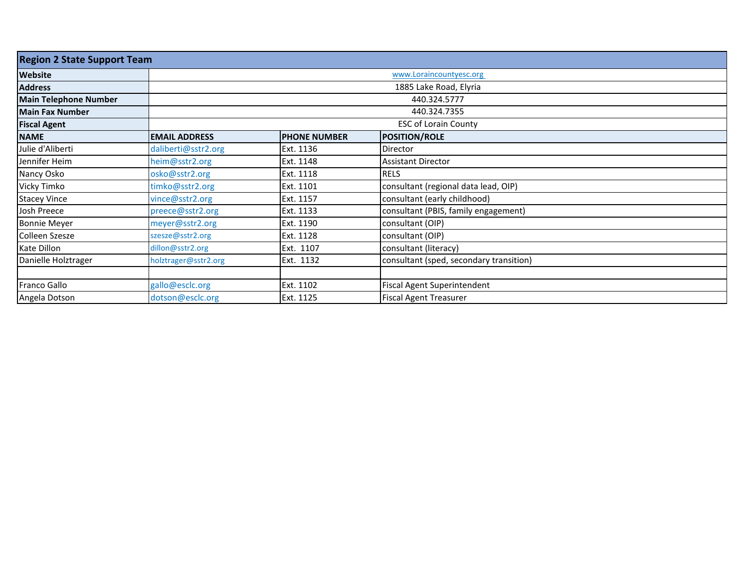| Region 2 State Support Team | | | |
|---|---|---|---|
| **Website** | www.Loraincountyesc.org | | |
| **Address** | 1885 Lake Road, Elyria | | |
| **Main Telephone Number** | 440.324.5777 | | |
| **Main Fax Number** | 440.324.7355 | | |
| **Fiscal Agent** | ESC of Lorain County | | |
| **NAME** | **EMAIL ADDRESS** | **PHONE NUMBER** | **POSITION/ROLE** |
| Julie d'Aliberti | daliberti@sstr2.org | Ext. 1136 | Director |
| Jennifer Heim | heim@sstr2.org | Ext. 1148 | Assistant Director |
| Nancy Osko | osko@sstr2.org | Ext. 1118 | RELS |
| Vicky Timko | timko@sstr2.org | Ext. 1101 | consultant (regional data lead, OIP) |
| Stacey Vince | vince@sstr2.org | Ext. 1157 | consultant (early childhood) |
| Josh Preece | preece@sstr2.org | Ext. 1133 | consultant (PBIS, family engagement) |
| Bonnie Meyer | meyer@sstr2.org | Ext. 1190 | consultant (OIP) |
| Colleen Szesze | szesze@sstr2.org | Ext. 1128 | consultant (OIP) |
| Kate Dillon | dillon@sstr2.org | Ext. 1107 | consultant (literacy) |
| Danielle Holztrager | holztrager@sstr2.org | Ext. 1132 | consultant (sped, secondary transition) |
| | | | |
| Franco Gallo | gallo@esclc.org | Ext. 1102 | Fiscal Agent Superintendent |
| Angela Dotson | dotson@esclc.org | Ext. 1125 | Fiscal Agent Treasurer |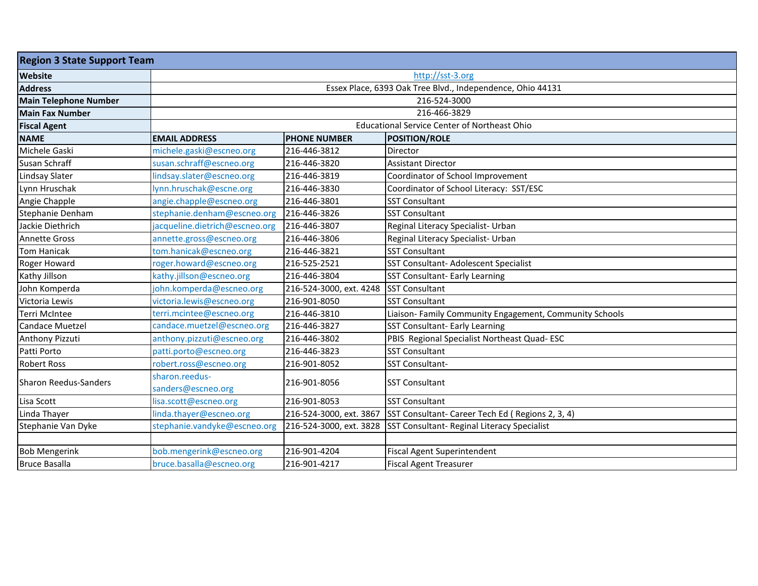| Region 3 State Support Team | | | |
|---|---|---|---|
| **Website** | http://sst-3.org | | |
| **Address** | Essex Place, 6393 Oak Tree Blvd., Independence, Ohio 44131 | | |
| **Main Telephone Number** | 216-524-3000 | | |
| **Main Fax Number** | 216-466-3829 | | |
| **Fiscal Agent** | Educational Service Center of Northeast Ohio | | |
| **NAME** | **EMAIL ADDRESS** | **PHONE NUMBER** | **POSITION/ROLE** |
| Michele Gaski | michele.gaski@escneo.org | 216-446-3812 | Director |
| Susan Schraff | susan.schraff@escneo.org | 216-446-3820 | Assistant Director |
| Lindsay Slater | lindsay.slater@escneo.org | 216-446-3819 | Coordinator of School Improvement |
| Lynn Hruschak | lynn.hruschak@escne.org | 216-446-3830 | Coordinator of School Literacy: SST/ESC |
| Angie Chapple | angie.chapple@escneo.org | 216-446-3801 | SST Consultant |
| Stephanie Denham | stephanie.denham@escneo.org | 216-446-3826 | SST Consultant |
| Jackie Diethrich | jacqueline.dietrich@escneo.org | 216-446-3807 | Reginal Literacy Specialist- Urban |
| Annette Gross | annette.gross@escneo.org | 216-446-3806 | Reginal Literacy Specialist- Urban |
| Tom Hanicak | tom.hanicak@escneo.org | 216-446-3821 | SST Consultant |
| Roger Howard | roger.howard@escneo.org | 216-525-2521 | SST Consultant- Adolescent Specialist |
| Kathy Jillson | kathy.jillson@escneo.org | 216-446-3804 | SST Consultant- Early Learning |
| John Komperda | john.komperda@escneo.org | 216-524-3000, ext. 4248 | SST Consultant |
| Victoria Lewis | victoria.lewis@escneo.org | 216-901-8050 | SST Consultant |
| Terri McIntee | terri.mcintee@escneo.org | 216-446-3810 | Liaison- Family Community Engagement, Community Schools |
| Candace Muetzel | candace.muetzel@escneo.org | 216-446-3827 | SST Consultant- Early Learning |
| Anthony Pizzuti | anthony.pizzuti@escneo.org | 216-446-3802 | PBIS Regional Specialist Northeast Quad- ESC |
| Patti Porto | patti.porto@escneo.org | 216-446-3823 | SST Consultant |
| Robert Ross | robert.ross@escneo.org | 216-901-8052 | SST Consultant- |
| Sharon Reedus-Sanders | sharon.reedus-sanders@escneo.org | 216-901-8056 | SST Consultant |
| Lisa Scott | lisa.scott@escneo.org | 216-901-8053 | SST Consultant |
| Linda Thayer | linda.thayer@escneo.org | 216-524-3000, ext. 3867 | SST Consultant- Career Tech Ed ( Regions 2, 3, 4) |
| Stephanie Van Dyke | stephanie.vandyke@escneo.org | 216-524-3000, ext. 3828 | SST Consultant- Reginal Literacy Specialist |
| | | | |
| Bob Mengerink | bob.mengerink@escneo.org | 216-901-4204 | Fiscal Agent Superintendent |
| Bruce Basalla | bruce.basalla@escneo.org | 216-901-4217 | Fiscal Agent Treasurer |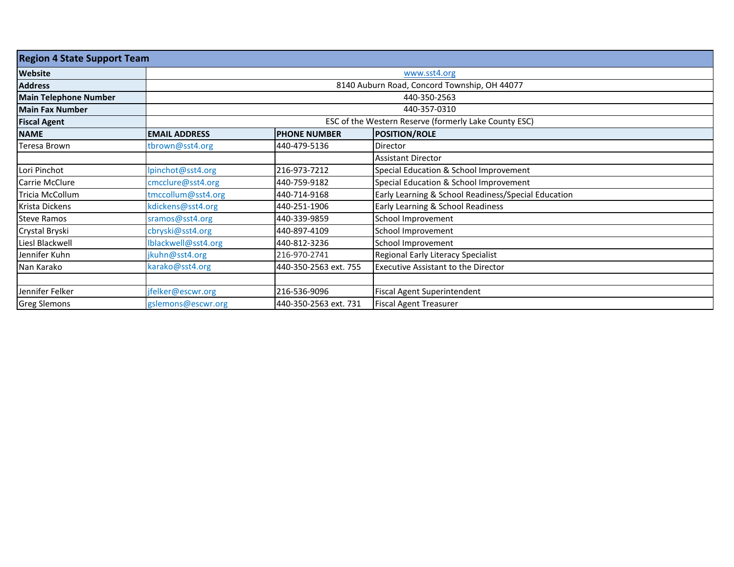| Region 4 State Support Team | | | |
|---|---|---|---|
| **Website** | www.sst4.org | | |
| **Address** | 8140 Auburn Road, Concord Township, OH 44077 | | |
| **Main Telephone Number** | 440-350-2563 | | |
| **Main Fax Number** | 440-357-0310 | | |
| **Fiscal Agent** | ESC of the Western Reserve (formerly Lake County ESC) | | |
| **NAME** | **EMAIL ADDRESS** | **PHONE NUMBER** | **POSITION/ROLE** |
| Teresa Brown | tbrown@sst4.org | 440-479-5136 | Director |
| | | | Assistant Director |
| Lori Pinchot | lpinchot@sst4.org | 216-973-7212 | Special Education & School Improvement |
| Carrie McClure | cmcclure@sst4.org | 440-759-9182 | Special Education & School Improvement |
| Tricia McCollum | tmccollum@sst4.org | 440-714-9168 | Early Learning & School Readiness/Special Education |
| Krista Dickens | kdickens@sst4.org | 440-251-1906 | Early Learning & School Readiness |
| Steve Ramos | sramos@sst4.org | 440-339-9859 | School Improvement |
| Crystal Bryski | cbryski@sst4.org | 440-897-4109 | School Improvement |
| Liesl Blackwell | lblackwell@sst4.org | 440-812-3236 | School Improvement |
| Jennifer Kuhn | jkuhn@sst4.org | 216-970-2741 | Regional Early Literacy Specialist |
| Nan Karako | karako@sst4.org | 440-350-2563 ext. 755 | Executive Assistant to the Director |
| | | | |
| Jennifer Felker | jfelker@escwr.org | 216-536-9096 | Fiscal Agent Superintendent |
| Greg Slemons | gslemons@escwr.org | 440-350-2563 ext. 731 | Fiscal Agent Treasurer |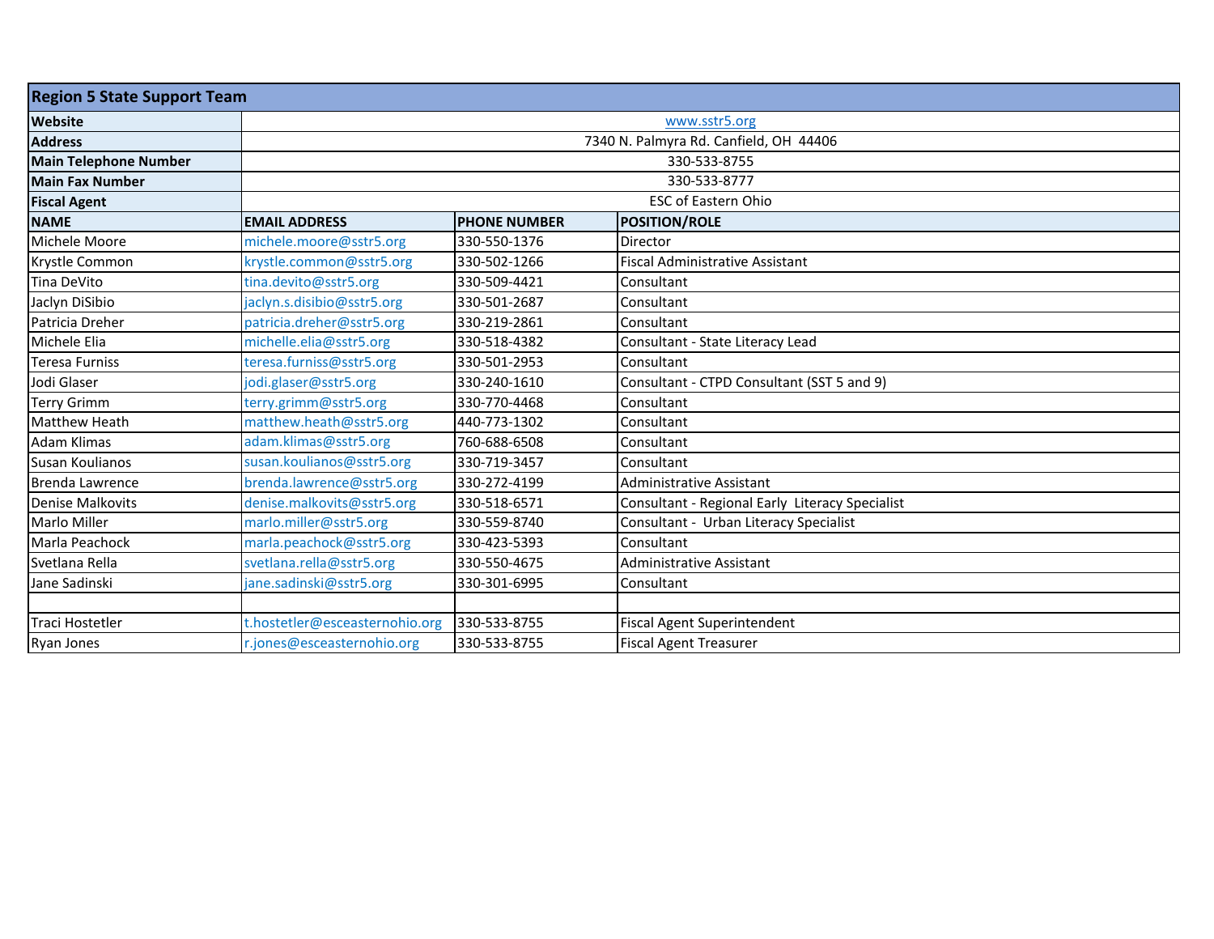| Region 5 State Support Team | | | |
|---|---|---|---|
| **Website** | www.sstr5.org | | |
| **Address** | 7340 N. Palmyra Rd. Canfield, OH 44406 | | |
| **Main Telephone Number** | 330-533-8755 | | |
| **Main Fax Number** | 330-533-8777 | | |
| **Fiscal Agent** | ESC of Eastern Ohio | | |
| **NAME** | **EMAIL ADDRESS** | **PHONE NUMBER** | **POSITION/ROLE** |
| Michele Moore | michele.moore@sstr5.org | 330-550-1376 | Director |
| Krystle Common | krystle.common@sstr5.org | 330-502-1266 | Fiscal Administrative Assistant |
| Tina DeVito | tina.devito@sstr5.org | 330-509-4421 | Consultant |
| Jaclyn DiSibio | jaclyn.s.disibio@sstr5.org | 330-501-2687 | Consultant |
| Patricia Dreher | patricia.dreher@sstr5.org | 330-219-2861 | Consultant |
| Michele Elia | michelle.elia@sstr5.org | 330-518-4382 | Consultant - State Literacy Lead |
| Teresa Furniss | teresa.furniss@sstr5.org | 330-501-2953 | Consultant |
| Jodi Glaser | jodi.glaser@sstr5.org | 330-240-1610 | Consultant - CTPD Consultant (SST 5 and 9) |
| Terry Grimm | terry.grimm@sstr5.org | 330-770-4468 | Consultant |
| Matthew Heath | matthew.heath@sstr5.org | 440-773-1302 | Consultant |
| Adam Klimas | adam.klimas@sstr5.org | 760-688-6508 | Consultant |
| Susan Koulianos | susan.koulianos@sstr5.org | 330-719-3457 | Consultant |
| Brenda Lawrence | brenda.lawrence@sstr5.org | 330-272-4199 | Administrative Assistant |
| Denise Malkovits | denise.malkovits@sstr5.org | 330-518-6571 | Consultant - Regional Early Literacy Specialist |
| Marlo Miller | marlo.miller@sstr5.org | 330-559-8740 | Consultant - Urban Literacy Specialist |
| Marla Peachock | marla.peachock@sstr5.org | 330-423-5393 | Consultant |
| Svetlana Rella | svetlana.rella@sstr5.org | 330-550-4675 | Administrative Assistant |
| Jane Sadinski | jane.sadinski@sstr5.org | 330-301-6995 | Consultant |
| | | | |
| Traci Hostetler | t.hostetler@esceasternohio.org | 330-533-8755 | Fiscal Agent Superintendent |
| Ryan Jones | r.jones@esceasternohio.org | 330-533-8755 | Fiscal Agent Treasurer |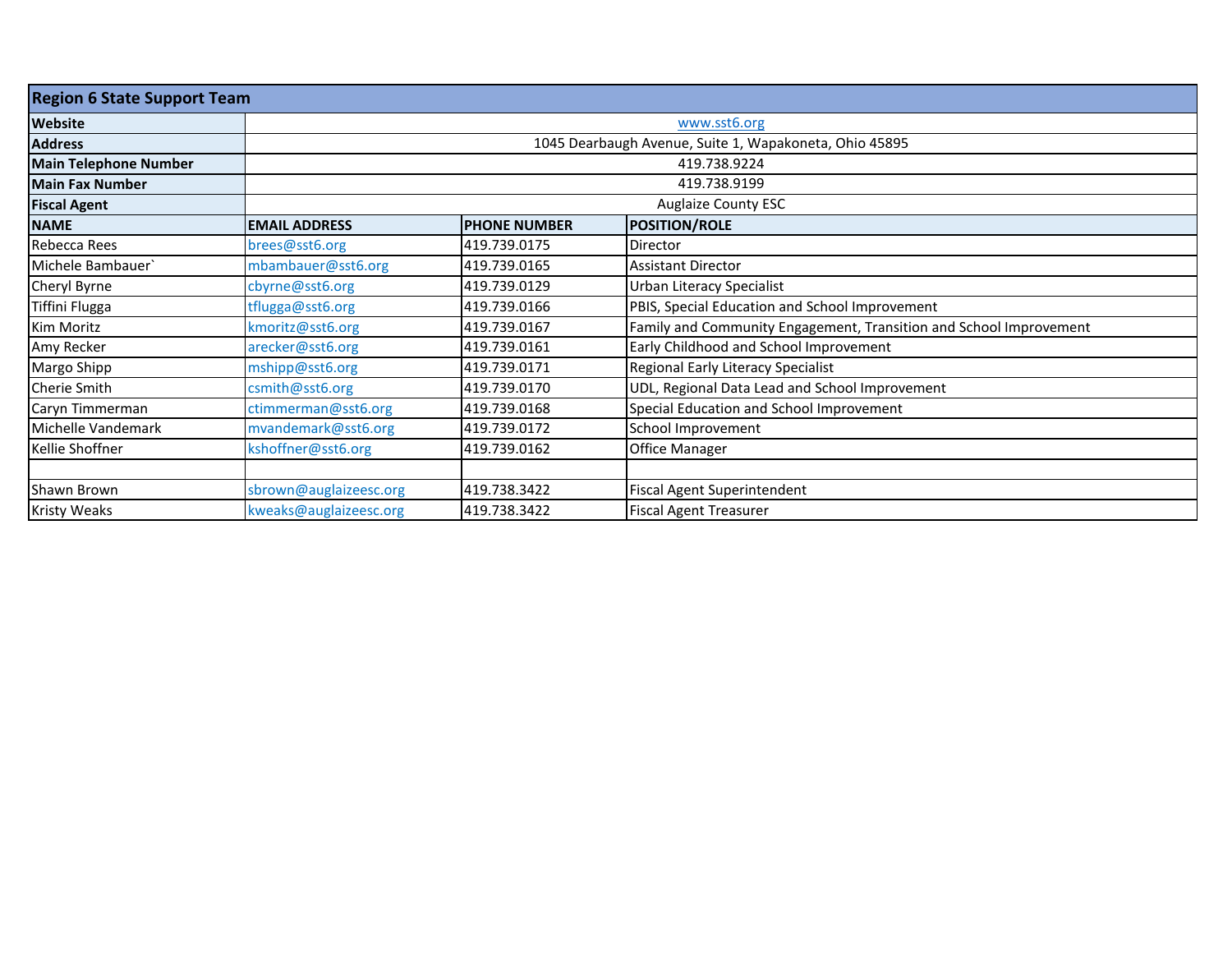| Region 6 State Support Team | | | |
|---|---|---|---|
| **Website** | www.sst6.org | | |
| **Address** | 1045 Dearbaugh Avenue, Suite 1, Wapakoneta, Ohio 45895 | | |
| **Main Telephone Number** | 419.738.9224 | | |
| **Main Fax Number** | 419.738.9199 | | |
| **Fiscal Agent** | Auglaize County ESC | | |
| **NAME** | **EMAIL ADDRESS** | **PHONE NUMBER** | **POSITION/ROLE** |
| Rebecca Rees | brees@sst6.org | 419.739.0175 | Director |
| Michele Bambauer` | mbambauer@sst6.org | 419.739.0165 | Assistant Director |
| Cheryl Byrne | cbyrne@sst6.org | 419.739.0129 | Urban Literacy Specialist |
| Tiffini Flugga | tflugga@sst6.org | 419.739.0166 | PBIS, Special Education and School Improvement |
| Kim Moritz | kmoritz@sst6.org | 419.739.0167 | Family and Community Engagement, Transition and School Improvement |
| Amy Recker | arecker@sst6.org | 419.739.0161 | Early Childhood and School Improvement |
| Margo Shipp | mshipp@sst6.org | 419.739.0171 | Regional Early Literacy Specialist |
| Cherie Smith | csmith@sst6.org | 419.739.0170 | UDL, Regional Data Lead and School Improvement |
| Caryn Timmerman | ctimmerman@sst6.org | 419.739.0168 | Special Education and School Improvement |
| Michelle Vandemark | mvandemark@sst6.org | 419.739.0172 | School Improvement |
| Kellie Shoffner | kshoffner@sst6.org | 419.739.0162 | Office Manager |
| | | | |
| Shawn Brown | sbrown@auglaizeesc.org | 419.738.3422 | Fiscal Agent Superintendent |
| Kristy Weaks | kweaks@auglaizeesc.org | 419.738.3422 | Fiscal Agent Treasurer |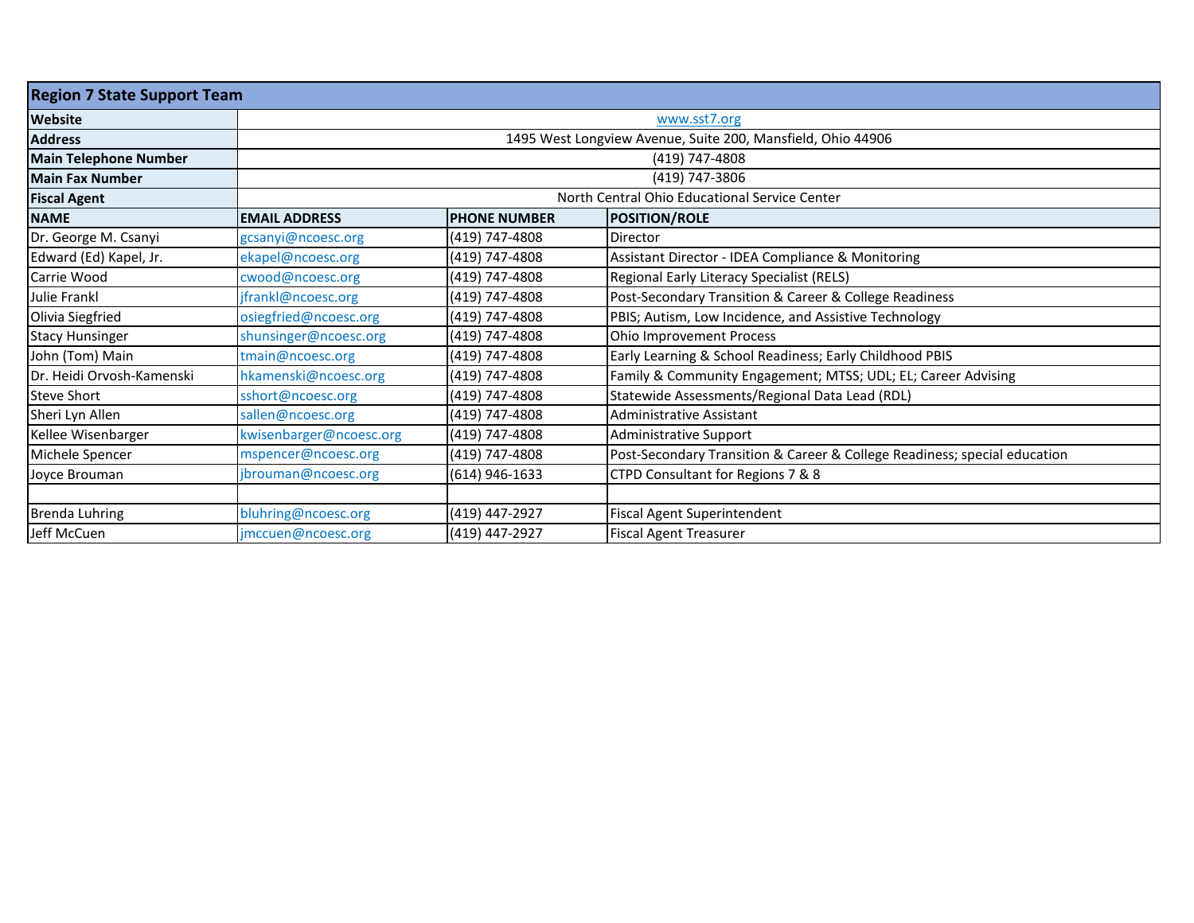## Region 7 State Support Team

| | |
|---|---|
| **Website** | www.sst7.org |
| **Address** | 1495 West Longview Avenue, Suite 200, Mansfield, Ohio 44906 |
| **Main Telephone Number** | (419) 747-4808 |
| **Main Fax Number** | (419) 747-3806 |
| **Fiscal Agent** | North Central Ohio Educational Service Center |

| NAME | EMAIL ADDRESS | PHONE NUMBER | POSITION/ROLE |
|---|---|---|---|
| Dr. George M. Csanyi | gcsanyi@ncoesc.org | (419) 747-4808 | Director |
| Edward (Ed) Kapel, Jr. | ekapel@ncoesc.org | (419) 747-4808 | Assistant Director - IDEA Compliance & Monitoring |
| Carrie Wood | cwood@ncoesc.org | (419) 747-4808 | Regional Early Literacy Specialist (RELS) |
| Julie Frankl | jfrankl@ncoesc.org | (419) 747-4808 | Post-Secondary Transition & Career & College Readiness |
| Olivia Siegfried | osiegfried@ncoesc.org | (419) 747-4808 | PBIS; Autism, Low Incidence, and Assistive Technology |
| Stacy Hunsinger | shunsinger@ncoesc.org | (419) 747-4808 | Ohio Improvement Process |
| John (Tom) Main | tmain@ncoesc.org | (419) 747-4808 | Early Learning & School Readiness; Early Childhood PBIS |
| Dr. Heidi Orvosh-Kamenski | hkamenski@ncoesc.org | (419) 747-4808 | Family & Community Engagement; MTSS; UDL; EL; Career Advising |
| Steve Short | sshort@ncoesc.org | (419) 747-4808 | Statewide Assessments/Regional Data Lead (RDL) |
| Sheri Lyn Allen | sallen@ncoesc.org | (419) 747-4808 | Administrative Assistant |
| Kellee Wisenbarger | kwisenbarger@ncoesc.org | (419) 747-4808 | Administrative Support |
| Michele Spencer | mspencer@ncoesc.org | (419) 747-4808 | Post-Secondary Transition & Career & College Readiness; special education |
| Joyce Brouman | jbrouman@ncoesc.org | (614) 946-1633 | CTPD Consultant for Regions 7 & 8 |
| | | | |
| Brenda Luhring | bluhring@ncoesc.org | (419) 447-2927 | Fiscal Agent Superintendent |
| Jeff McCuen | jmccuen@ncoesc.org | (419) 447-2927 | Fiscal Agent Treasurer |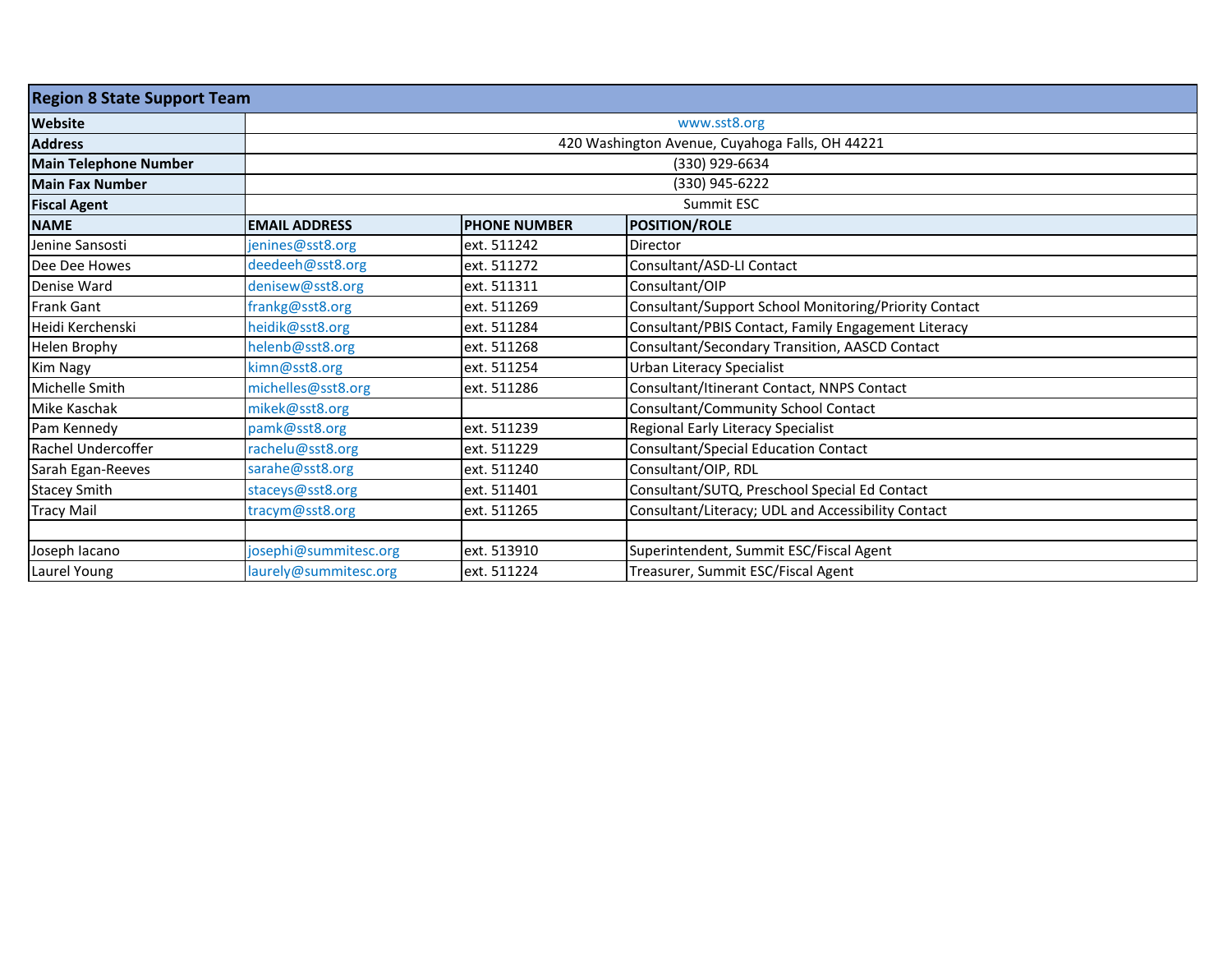## Region 8 State Support Team

| | |
|---|---|
| **Website** | www.sst8.org |
| **Address** | 420 Washington Avenue, Cuyahoga Falls, OH 44221 |
| **Main Telephone Number** | (330) 929-6634 |
| **Main Fax Number** | (330) 945-6222 |
| **Fiscal Agent** | Summit ESC |

| NAME | EMAIL ADDRESS | PHONE NUMBER | POSITION/ROLE |
|---|---|---|---|
| Jenine Sansosti | jenines@sst8.org | ext. 511242 | Director |
| Dee Dee Howes | deedeeh@sst8.org | ext. 511272 | Consultant/ASD-LI Contact |
| Denise Ward | denisew@sst8.org | ext. 511311 | Consultant/OIP |
| Frank Gant | frankg@sst8.org | ext. 511269 | Consultant/Support School Monitoring/Priority Contact |
| Heidi Kerchenski | heidik@sst8.org | ext. 511284 | Consultant/PBIS Contact, Family Engagement Literacy |
| Helen Brophy | helenb@sst8.org | ext. 511268 | Consultant/Secondary Transition, AASCD Contact |
| Kim Nagy | kimn@sst8.org | ext. 511254 | Urban Literacy Specialist |
| Michelle Smith | michelles@sst8.org | ext. 511286 | Consultant/Itinerant Contact, NNPS Contact |
| Mike Kaschak | mikek@sst8.org | | Consultant/Community School Contact |
| Pam Kennedy | pamk@sst8.org | ext. 511239 | Regional Early Literacy Specialist |
| Rachel Undercoffer | rachelu@sst8.org | ext. 511229 | Consultant/Special Education Contact |
| Sarah Egan-Reeves | sarahe@sst8.org | ext. 511240 | Consultant/OIP, RDL |
| Stacey Smith | staceys@sst8.org | ext. 511401 | Consultant/SUTQ, Preschool Special Ed Contact |
| Tracy Mail | tracym@sst8.org | ext. 511265 | Consultant/Literacy; UDL and Accessibility Contact |
| | | | |
| Joseph Iacano | josephi@summitesc.org | ext. 513910 | Superintendent, Summit ESC/Fiscal Agent |
| Laurel Young | laurely@summitesc.org | ext. 511224 | Treasurer, Summit ESC/Fiscal Agent |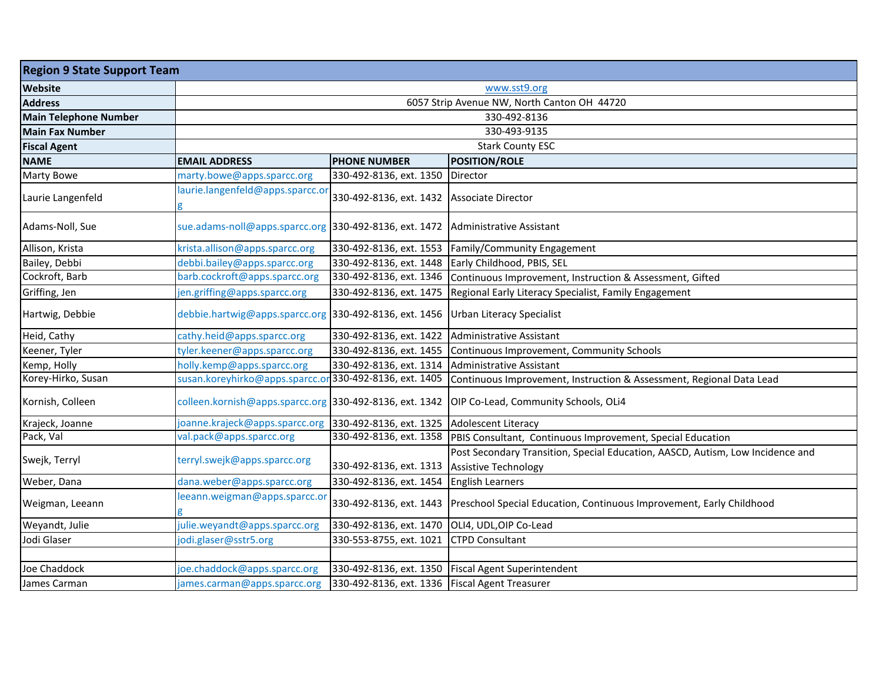## Region 9 State Support Team

| | |
|---|---|
| **Website** | www.sst9.org |
| **Address** | 6057 Strip Avenue NW, North Canton OH 44720 |
| **Main Telephone Number** | 330-492-8136 |
| **Main Fax Number** | 330-493-9135 |
| **Fiscal Agent** | Stark County ESC |

| NAME | EMAIL ADDRESS | PHONE NUMBER | POSITION/ROLE |
|---|---|---|---|
| Marty Bowe | marty.bowe@apps.sparcc.org | 330-492-8136, ext. 1350 | Director |
| Laurie Langenfeld | laurie.langenfeld@apps.sparcc.org | 330-492-8136, ext. 1432 | Associate Director |
| Adams-Noll, Sue | sue.adams-noll@apps.sparcc.org | 330-492-8136, ext. 1472 | Administrative Assistant |
| Allison, Krista | krista.allison@apps.sparcc.org | 330-492-8136, ext. 1553 | Family/Community Engagement |
| Bailey, Debbi | debbi.bailey@apps.sparcc.org | 330-492-8136, ext. 1448 | Early Childhood, PBIS, SEL |
| Cockroft, Barb | barb.cockroft@apps.sparcc.org | 330-492-8136, ext. 1346 | Continuous Improvement, Instruction & Assessment, Gifted |
| Griffing, Jen | jen.griffing@apps.sparcc.org | 330-492-8136, ext. 1475 | Regional Early Literacy Specialist, Family Engagement |
| Hartwig, Debbie | debbie.hartwig@apps.sparcc.org | 330-492-8136, ext. 1456 | Urban Literacy Specialist |
| Heid, Cathy | cathy.heid@apps.sparcc.org | 330-492-8136, ext. 1422 | Administrative Assistant |
| Keener, Tyler | tyler.keener@apps.sparcc.org | 330-492-8136, ext. 1455 | Continuous Improvement, Community Schools |
| Kemp, Holly | holly.kemp@apps.sparcc.org | 330-492-8136, ext. 1314 | Administrative Assistant |
| Korey-Hirko, Susan | susan.koreyhirko@apps.sparcc.or | 330-492-8136, ext. 1405 | Continuous Improvement, Instruction & Assessment, Regional Data Lead |
| Kornish, Colleen | colleen.kornish@apps.sparcc.org | 330-492-8136, ext. 1342 | OIP Co-Lead, Community Schools, OLi4 |
| Krajeck, Joanne | joanne.krajeck@apps.sparcc.org | 330-492-8136, ext. 1325 | Adolescent Literacy |
| Pack, Val | val.pack@apps.sparcc.org | 330-492-8136, ext. 1358 | PBIS Consultant, Continuous Improvement, Special Education |
| Swejk, Terryl | terryl.swejk@apps.sparcc.org | 330-492-8136, ext. 1313 | Post Secondary Transition, Special Education, AASCD, Autism, Low Incidence and Assistive Technology |
| Weber, Dana | dana.weber@apps.sparcc.org | 330-492-8136, ext. 1454 | English Learners |
| Weigman, Leeann | leeann.weigman@apps.sparcc.org | 330-492-8136, ext. 1443 | Preschool Special Education, Continuous Improvement, Early Childhood |
| Weyandt, Julie | julie.weyandt@apps.sparcc.org | 330-492-8136, ext. 1470 | OLI4, UDL,OIP Co-Lead |
| Jodi Glaser | jodi.glaser@sstr5.org | 330-553-8755, ext. 1021 | CTPD Consultant |
| | | | |
| Joe Chaddock | joe.chaddock@apps.sparcc.org | 330-492-8136, ext. 1350 | Fiscal Agent Superintendent |
| James Carman | james.carman@apps.sparcc.org | 330-492-8136, ext. 1336 | Fiscal Agent Treasurer |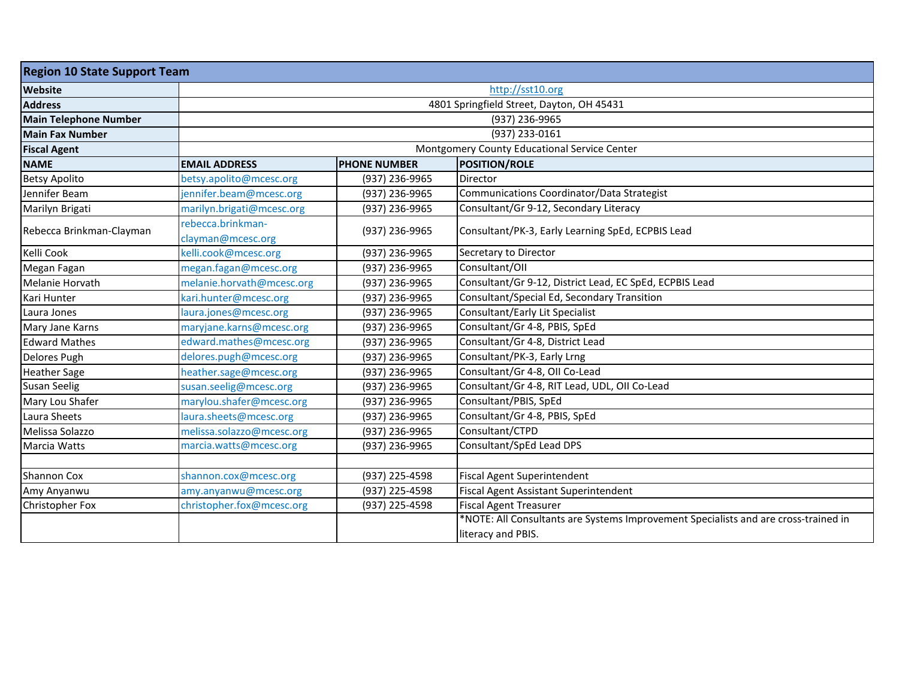## Region 10 State Support Team

| | |
|---|---|
| **Website** | http://sst10.org |
| **Address** | 4801 Springfield Street, Dayton, OH 45431 |
| **Main Telephone Number** | (937) 236-9965 |
| **Main Fax Number** | (937) 233-0161 |
| **Fiscal Agent** | Montgomery County Educational Service Center |

| NAME | EMAIL ADDRESS | PHONE NUMBER | POSITION/ROLE |
|---|---|---|---|
| Betsy Apolito | betsy.apolito@mcesc.org | (937) 236-9965 | Director |
| Jennifer Beam | jennifer.beam@mcesc.org | (937) 236-9965 | Communications Coordinator/Data Strategist |
| Marilyn Brigati | marilyn.brigati@mcesc.org | (937) 236-9965 | Consultant/Gr 9-12, Secondary Literacy |
| Rebecca Brinkman-Clayman | rebecca.brinkman-clayman@mcesc.org | (937) 236-9965 | Consultant/PK-3, Early Learning SpEd, ECPBIS Lead |
| Kelli Cook | kelli.cook@mcesc.org | (937) 236-9965 | Secretary to Director |
| Megan Fagan | megan.fagan@mcesc.org | (937) 236-9965 | Consultant/OII |
| Melanie Horvath | melanie.horvath@mcesc.org | (937) 236-9965 | Consultant/Gr 9-12, District Lead, EC SpEd, ECPBIS Lead |
| Kari Hunter | kari.hunter@mcesc.org | (937) 236-9965 | Consultant/Special Ed, Secondary Transition |
| Laura Jones | laura.jones@mcesc.org | (937) 236-9965 | Consultant/Early Lit Specialist |
| Mary Jane Karns | maryjane.karns@mcesc.org | (937) 236-9965 | Consultant/Gr 4-8, PBIS, SpEd |
| Edward Mathes | edward.mathes@mcesc.org | (937) 236-9965 | Consultant/Gr 4-8, District Lead |
| Delores Pugh | delores.pugh@mcesc.org | (937) 236-9965 | Consultant/PK-3, Early Lrng |
| Heather Sage | heather.sage@mcesc.org | (937) 236-9965 | Consultant/Gr 4-8, OII Co-Lead |
| Susan Seelig | susan.seelig@mcesc.org | (937) 236-9965 | Consultant/Gr 4-8, RIT Lead, UDL, OII Co-Lead |
| Mary Lou Shafer | marylou.shafer@mcesc.org | (937) 236-9965 | Consultant/PBIS, SpEd |
| Laura Sheets | laura.sheets@mcesc.org | (937) 236-9965 | Consultant/Gr 4-8, PBIS, SpEd |
| Melissa Solazzo | melissa.solazzo@mcesc.org | (937) 236-9965 | Consultant/CTPD |
| Marcia Watts | marcia.watts@mcesc.org | (937) 236-9965 | Consultant/SpEd Lead DPS |
| | | | |
| Shannon Cox | shannon.cox@mcesc.org | (937) 225-4598 | Fiscal Agent Superintendent |
| Amy Anyanwu | amy.anyanwu@mcesc.org | (937) 225-4598 | Fiscal Agent Assistant Superintendent |
| Christopher Fox | christopher.fox@mcesc.org | (937) 225-4598 | Fiscal Agent Treasurer |
| | | | *NOTE: All Consultants are Systems Improvement Specialists and are cross-trained in literacy and PBIS. |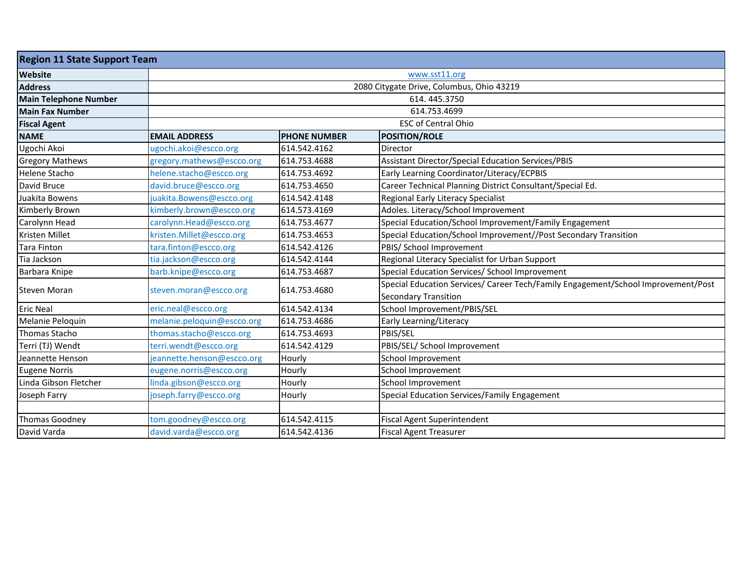| Region 11 State Support Team | | | |
|---|---|---|---|
| **Website** | www.sst11.org | | |
| **Address** | 2080 Citygate Drive, Columbus, Ohio 43219 | | |
| **Main Telephone Number** | 614. 445.3750 | | |
| **Main Fax Number** | 614.753.4699 | | |
| **Fiscal Agent** | ESC of Central Ohio | | |
| **NAME** | **EMAIL ADDRESS** | **PHONE NUMBER** | **POSITION/ROLE** |
| Ugochi Akoi | ugochi.akoi@escco.org | 614.542.4162 | Director |
| Gregory Mathews | gregory.mathews@escco.org | 614.753.4688 | Assistant Director/Special Education Services/PBIS |
| Helene Stacho | helene.stacho@escco.org | 614.753.4692 | Early Learning Coordinator/Literacy/ECPBIS |
| David Bruce | david.bruce@escco.org | 614.753.4650 | Career Technical Planning District Consultant/Special Ed. |
| Juakita Bowens | juakita.Bowens@escco.org | 614.542.4148 | Regional Early Literacy Specialist |
| Kimberly Brown | kimberly.brown@escco.org | 614.573.4169 | Adoles. Literacy/School Improvement |
| Carolynn Head | carolynn.Head@escco.org | 614.753.4677 | Special Education/School Improvement/Family Engagement |
| Kristen Millet | kristen.Millet@escco.org | 614.753.4653 | Special Education/School Improvement//Post Secondary Transition |
| Tara Finton | tara.finton@escco.org | 614.542.4126 | PBIS/ School Improvement |
| Tia Jackson | tia.jackson@escco.org | 614.542.4144 | Regional Literacy Specialist for Urban Support |
| Barbara Knipe | barb.knipe@escco.org | 614.753.4687 | Special Education Services/ School Improvement |
| Steven Moran | steven.moran@escco.org | 614.753.4680 | Special Education Services/ Career Tech/Family Engagement/School Improvement/Post Secondary Transition |
| Eric Neal | eric.neal@escco.org | 614.542.4134 | School Improvement/PBIS/SEL |
| Melanie Peloquin | melanie.peloquin@escco.org | 614.753.4686 | Early Learning/Literacy |
| Thomas Stacho | thomas.stacho@escco.org | 614.753.4693 | PBIS/SEL |
| Terri (TJ) Wendt | terri.wendt@escco.org | 614.542.4129 | PBIS/SEL/ School Improvement |
| Jeannette Henson | jeannette.henson@escco.org | Hourly | School Improvement |
| Eugene Norris | eugene.norris@escco.org | Hourly | School Improvement |
| Linda Gibson Fletcher | linda.gibson@escco.org | Hourly | School Improvement |
| Joseph Farry | joseph.farry@escco.org | Hourly | Special Education Services/Family Engagement |
| | | | |
| Thomas Goodney | tom.goodney@escco.org | 614.542.4115 | Fiscal Agent Superintendent |
| David Varda | david.varda@escco.org | 614.542.4136 | Fiscal Agent Treasurer |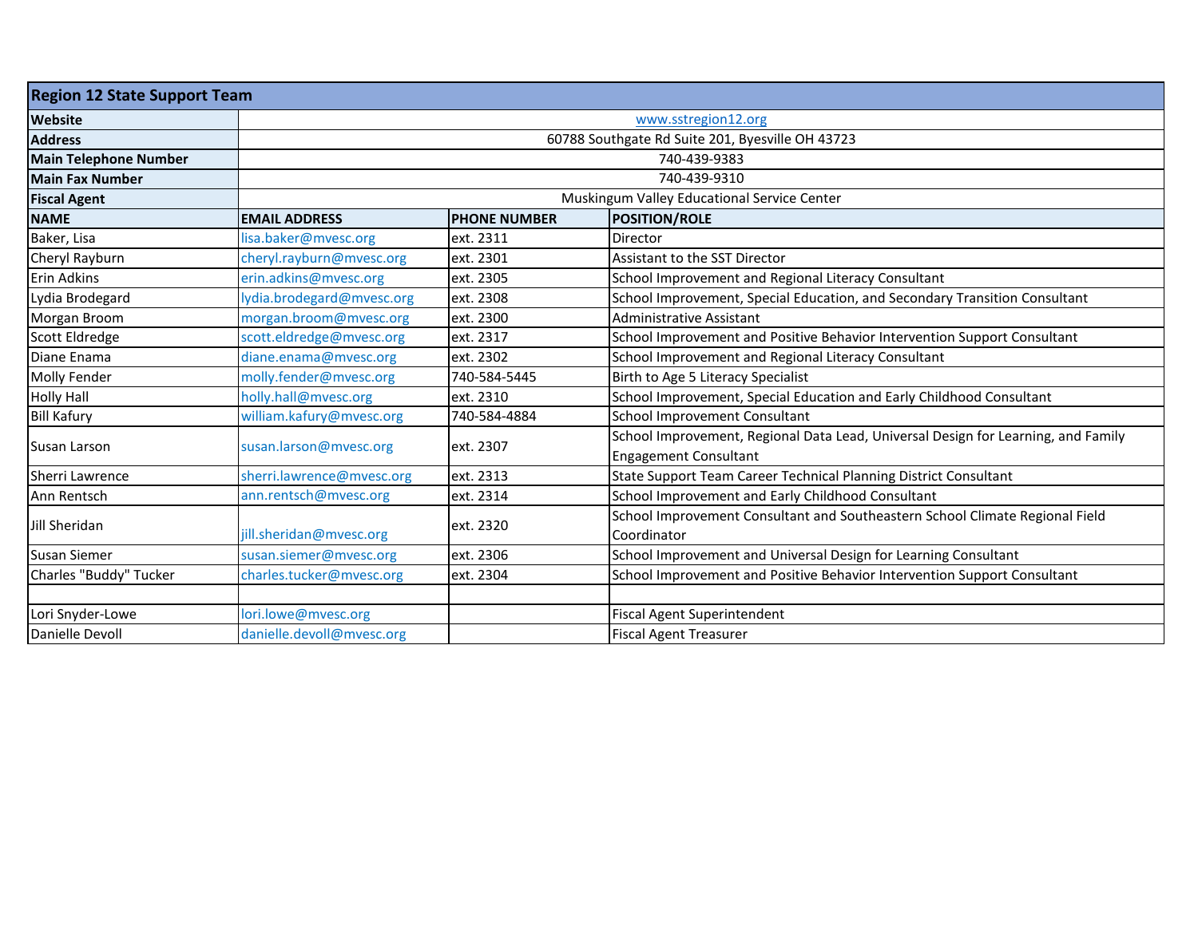| Region 12 State Support Team | | | |
|---|---|---|---|
| **Website** | www.sstregion12.org | | |
| **Address** | 60788 Southgate Rd Suite 201, Byesville OH 43723 | | |
| **Main Telephone Number** | 740-439-9383 | | |
| **Main Fax Number** | 740-439-9310 | | |
| **Fiscal Agent** | Muskingum Valley Educational Service Center | | |
| **NAME** | **EMAIL ADDRESS** | **PHONE NUMBER** | **POSITION/ROLE** |
| Baker, Lisa | lisa.baker@mvesc.org | ext. 2311 | Director |
| Cheryl Rayburn | cheryl.rayburn@mvesc.org | ext. 2301 | Assistant to the SST Director |
| Erin Adkins | erin.adkins@mvesc.org | ext. 2305 | School Improvement and Regional Literacy Consultant |
| Lydia Brodegard | lydia.brodegard@mvesc.org | ext. 2308 | School Improvement, Special Education, and Secondary Transition Consultant |
| Morgan Broom | morgan.broom@mvesc.org | ext. 2300 | Administrative Assistant |
| Scott Eldredge | scott.eldredge@mvesc.org | ext. 2317 | School Improvement and Positive Behavior Intervention Support Consultant |
| Diane Enama | diane.enama@mvesc.org | ext. 2302 | School Improvement and Regional Literacy Consultant |
| Molly Fender | molly.fender@mvesc.org | 740-584-5445 | Birth to Age 5 Literacy Specialist |
| Holly Hall | holly.hall@mvesc.org | ext. 2310 | School Improvement, Special Education and Early Childhood Consultant |
| Bill Kafury | william.kafury@mvesc.org | 740-584-4884 | School Improvement Consultant |
| Susan Larson | susan.larson@mvesc.org | ext. 2307 | School Improvement, Regional Data Lead, Universal Design for Learning, and Family Engagement Consultant |
| Sherri Lawrence | sherri.lawrence@mvesc.org | ext. 2313 | State Support Team Career Technical Planning District Consultant |
| Ann Rentsch | ann.rentsch@mvesc.org | ext. 2314 | School Improvement and Early Childhood Consultant |
| Jill Sheridan | jill.sheridan@mvesc.org | ext. 2320 | School Improvement Consultant and Southeastern School Climate Regional Field Coordinator |
| Susan Siemer | susan.siemer@mvesc.org | ext. 2306 | School Improvement and Universal Design for Learning Consultant |
| Charles "Buddy" Tucker | charles.tucker@mvesc.org | ext. 2304 | School Improvement and Positive Behavior Intervention Support Consultant |
| | | | |
| Lori Snyder-Lowe | lori.lowe@mvesc.org | | Fiscal Agent Superintendent |
| Danielle Devoll | danielle.devoll@mvesc.org | | Fiscal Agent Treasurer |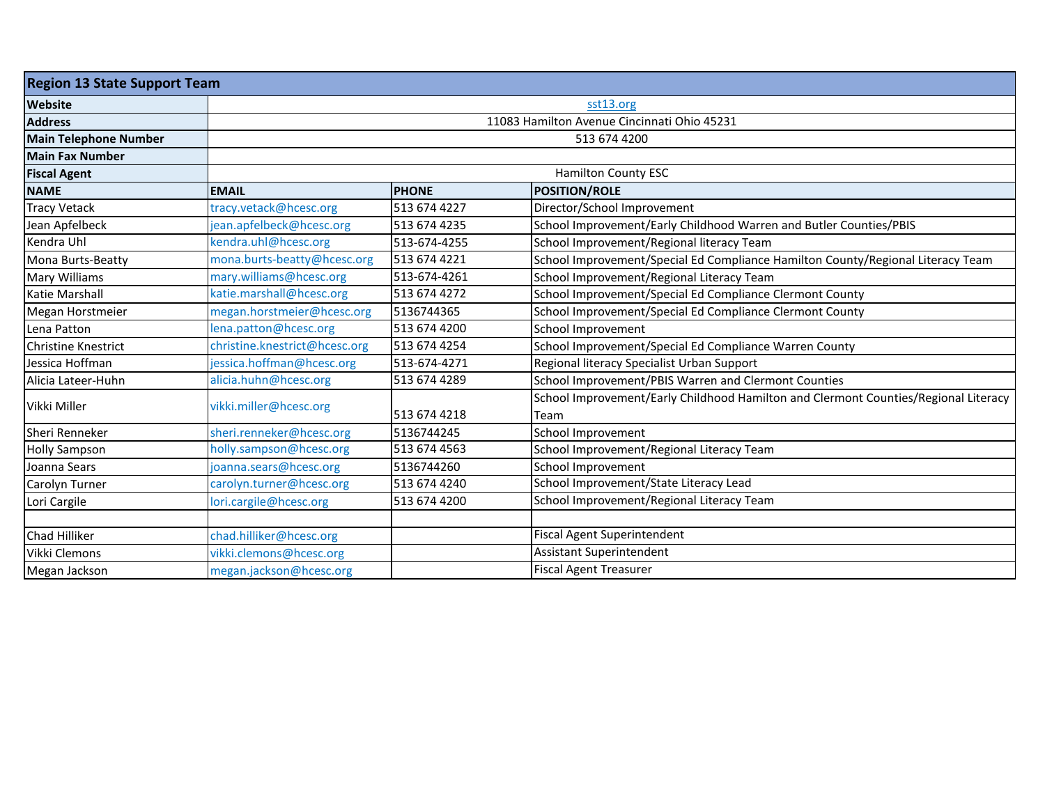| Region 13 State Support Team | | | |
|---|---|---|---|
| **Website** | sst13.org | | |
| **Address** | 11083 Hamilton Avenue Cincinnati Ohio 45231 | | |
| **Main Telephone Number** | 513 674 4200 | | |
| **Main Fax Number** | | | |
| **Fiscal Agent** | Hamilton County ESC | | |
| **NAME** | **EMAIL** | **PHONE** | **POSITION/ROLE** |
| Tracy Vetack | tracy.vetack@hcesc.org | 513 674 4227 | Director/School Improvement |
| Jean Apfelbeck | jean.apfelbeck@hcesc.org | 513 674 4235 | School Improvement/Early Childhood Warren and Butler Counties/PBIS |
| Kendra Uhl | kendra.uhl@hcesc.org | 513-674-4255 | School Improvement/Regional literacy Team |
| Mona Burts-Beatty | mona.burts-beatty@hcesc.org | 513 674 4221 | School Improvement/Special Ed Compliance Hamilton County/Regional Literacy Team |
| Mary Williams | mary.williams@hcesc.org | 513-674-4261 | School Improvement/Regional Literacy Team |
| Katie Marshall | katie.marshall@hcesc.org | 513 674 4272 | School Improvement/Special Ed Compliance Clermont County |
| Megan Horstmeier | megan.horstmeier@hcesc.org | 5136744365 | School Improvement/Special Ed Compliance Clermont County |
| Lena Patton | lena.patton@hcesc.org | 513 674 4200 | School Improvement |
| Christine Knestrict | christine.knestrict@hcesc.org | 513 674 4254 | School Improvement/Special Ed Compliance Warren County |
| Jessica Hoffman | jessica.hoffman@hcesc.org | 513-674-4271 | Regional literacy Specialist Urban Support |
| Alicia Lateer-Huhn | alicia.huhn@hcesc.org | 513 674 4289 | School Improvement/PBIS Warren and Clermont Counties |
| Vikki Miller | vikki.miller@hcesc.org | 513 674 4218 | School Improvement/Early Childhood Hamilton and Clermont Counties/Regional Literacy Team |
| Sheri Renneker | sheri.renneker@hcesc.org | 5136744245 | School Improvement |
| Holly Sampson | holly.sampson@hcesc.org | 513 674 4563 | School Improvement/Regional Literacy Team |
| Joanna Sears | joanna.sears@hcesc.org | 5136744260 | School Improvement |
| Carolyn Turner | carolyn.turner@hcesc.org | 513 674 4240 | School Improvement/State Literacy Lead |
| Lori Cargile | lori.cargile@hcesc.org | 513 674 4200 | School Improvement/Regional Literacy Team |
| | | | |
| Chad Hilliker | chad.hilliker@hcesc.org | | Fiscal Agent Superintendent |
| Vikki Clemons | vikki.clemons@hcesc.org | | Assistant Superintendent |
| Megan Jackson | megan.jackson@hcesc.org | | Fiscal Agent Treasurer |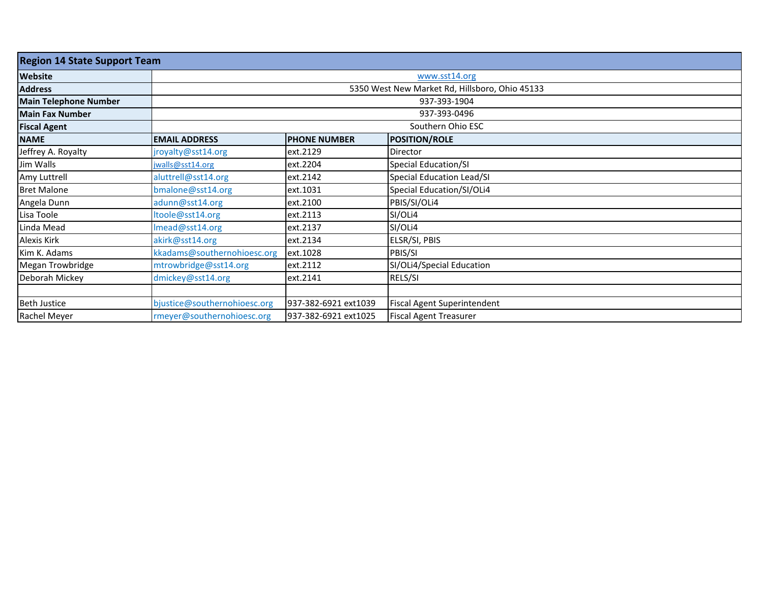| Region 14 State Support Team | | | |
|---|---|---|---|
| **Website** | www.sst14.org | | |
| **Address** | 5350 West New Market Rd, Hillsboro, Ohio 45133 | | |
| **Main Telephone Number** | 937-393-1904 | | |
| **Main Fax Number** | 937-393-0496 | | |
| **Fiscal Agent** | Southern Ohio ESC | | |
| **NAME** | **EMAIL ADDRESS** | **PHONE NUMBER** | **POSITION/ROLE** |
| Jeffrey A. Royalty | jroyalty@sst14.org | ext.2129 | Director |
| Jim Walls | jwalls@sst14.org | ext.2204 | Special Education/SI |
| Amy Luttrell | aluttrell@sst14.org | ext.2142 | Special Education Lead/SI |
| Bret Malone | bmalone@sst14.org | ext.1031 | Special Education/SI/OLi4 |
| Angela Dunn | adunn@sst14.org | ext.2100 | PBIS/SI/OLi4 |
| Lisa Toole | ltoole@sst14.org | ext.2113 | SI/OLi4 |
| Linda Mead | lmead@sst14.org | ext.2137 | SI/OLi4 |
| Alexis Kirk | akirk@sst14.org | ext.2134 | ELSR/SI, PBIS |
| Kim K. Adams | kkadams@southernohioesc.org | ext.1028 | PBIS/SI |
| Megan Trowbridge | mtrowbridge@sst14.org | ext.2112 | SI/OLi4/Special Education |
| Deborah Mickey | dmickey@sst14.org | ext.2141 | RELS/SI |
| | | | |
| Beth Justice | bjustice@southernohioesc.org | 937-382-6921 ext1039 | Fiscal Agent Superintendent |
| Rachel Meyer | rmeyer@southernohioesc.org | 937-382-6921 ext1025 | Fiscal Agent Treasurer |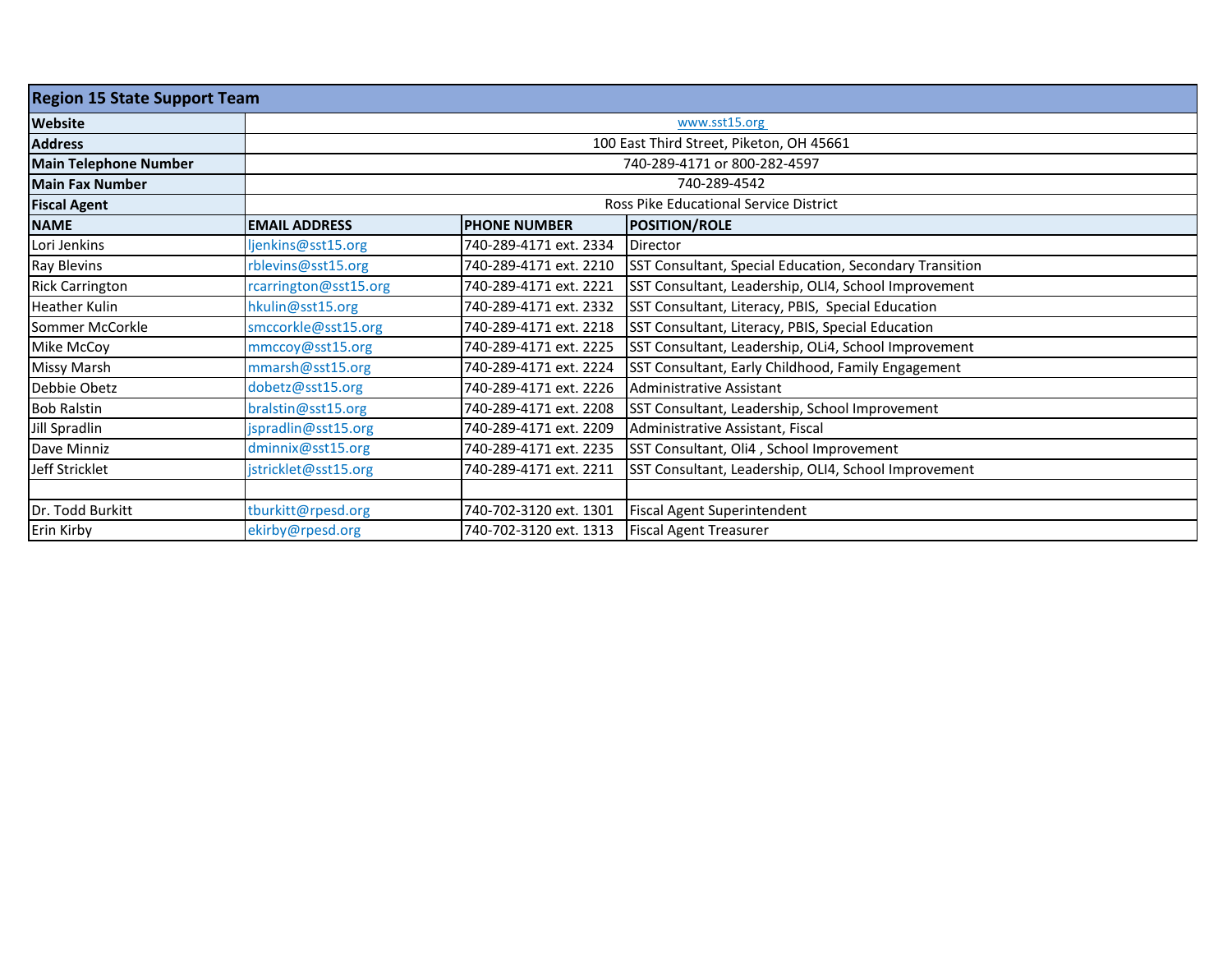| Region 15 State Support Team | | | |
|---|---|---|---|
| **Website** | www.sst15.org | | |
| **Address** | 100 East Third Street, Piketon, OH 45661 | | |
| **Main Telephone Number** | 740-289-4171 or 800-282-4597 | | |
| **Main Fax Number** | 740-289-4542 | | |
| **Fiscal Agent** | Ross Pike Educational Service District | | |
| **NAME** | **EMAIL ADDRESS** | **PHONE NUMBER** | **POSITION/ROLE** |
| Lori Jenkins | ljenkins@sst15.org | 740-289-4171 ext. 2334 | Director |
| Ray Blevins | rblevins@sst15.org | 740-289-4171 ext. 2210 | SST Consultant, Special Education, Secondary Transition |
| Rick Carrington | rcarrington@sst15.org | 740-289-4171 ext. 2221 | SST Consultant, Leadership, OLI4, School Improvement |
| Heather Kulin | hkulin@sst15.org | 740-289-4171 ext. 2332 | SST Consultant, Literacy, PBIS, Special Education |
| Sommer McCorkle | smccorkle@sst15.org | 740-289-4171 ext. 2218 | SST Consultant, Literacy, PBIS, Special Education |
| Mike McCoy | mmccoy@sst15.org | 740-289-4171 ext. 2225 | SST Consultant, Leadership, OLi4, School Improvement |
| Missy Marsh | mmarsh@sst15.org | 740-289-4171 ext. 2224 | SST Consultant, Early Childhood, Family Engagement |
| Debbie Obetz | dobetz@sst15.org | 740-289-4171 ext. 2226 | Administrative Assistant |
| Bob Ralstin | bralstin@sst15.org | 740-289-4171 ext. 2208 | SST Consultant, Leadership, School Improvement |
| Jill Spradlin | jspradlin@sst15.org | 740-289-4171 ext. 2209 | Administrative Assistant, Fiscal |
| Dave Minniz | dminnix@sst15.org | 740-289-4171 ext. 2235 | SST Consultant, Oli4 , School Improvement |
| Jeff Stricklet | jstricklet@sst15.org | 740-289-4171 ext. 2211 | SST Consultant, Leadership, OLI4, School Improvement |
| | | | |
| Dr. Todd Burkitt | tburkitt@rpesd.org | 740-702-3120 ext. 1301 | Fiscal Agent Superintendent |
| Erin Kirby | ekirby@rpesd.org | 740-702-3120 ext. 1313 | Fiscal Agent Treasurer |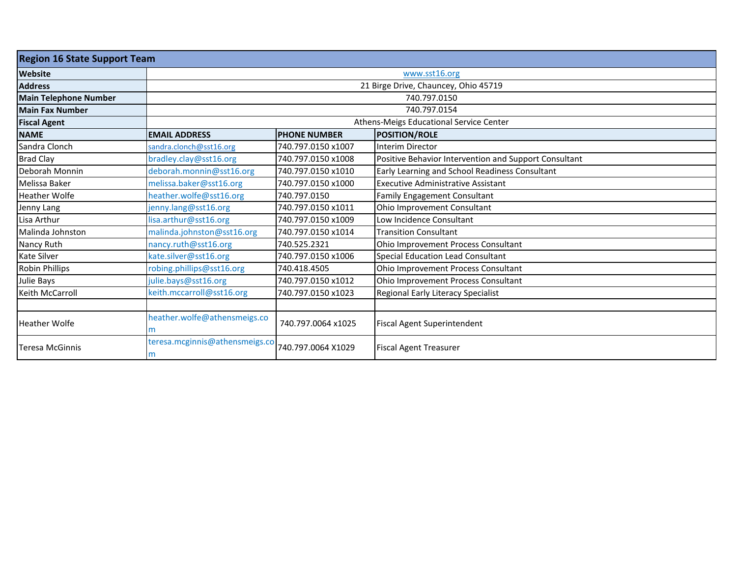| Region 16 State Support Team | | | |
|---|---|---|---|
| **Website** | www.sst16.org | | |
| **Address** | 21 Birge Drive, Chauncey, Ohio 45719 | | |
| **Main Telephone Number** | 740.797.0150 | | |
| **Main Fax Number** | 740.797.0154 | | |
| **Fiscal Agent** | Athens-Meigs Educational Service Center | | |
| **NAME** | **EMAIL ADDRESS** | **PHONE NUMBER** | **POSITION/ROLE** |
| Sandra Clonch | sandra.clonch@sst16.org | 740.797.0150 x1007 | Interim Director |
| Brad Clay | bradley.clay@sst16.org | 740.797.0150 x1008 | Positive Behavior Intervention and Support Consultant |
| Deborah Monnin | deborah.monnin@sst16.org | 740.797.0150 x1010 | Early Learning and School Readiness Consultant |
| Melissa Baker | melissa.baker@sst16.org | 740.797.0150 x1000 | Executive Administrative Assistant |
| Heather Wolfe | heather.wolfe@sst16.org | 740.797.0150 | Family Engagement Consultant |
| Jenny Lang | jenny.lang@sst16.org | 740.797.0150 x1011 | Ohio Improvement Consultant |
| Lisa Arthur | lisa.arthur@sst16.org | 740.797.0150 x1009 | Low Incidence Consultant |
| Malinda Johnston | malinda.johnston@sst16.org | 740.797.0150 x1014 | Transition Consultant |
| Nancy Ruth | nancy.ruth@sst16.org | 740.525.2321 | Ohio Improvement Process Consultant |
| Kate Silver | kate.silver@sst16.org | 740.797.0150 x1006 | Special Education Lead Consultant |
| Robin Phillips | robing.phillips@sst16.org | 740.418.4505 | Ohio Improvement Process Consultant |
| Julie Bays | julie.bays@sst16.org | 740.797.0150 x1012 | Ohio Improvement Process Consultant |
| Keith McCarroll | keith.mccarroll@sst16.org | 740.797.0150 x1023 | Regional Early Literacy Specialist |
| | | | |
| Heather Wolfe | heather.wolfe@athensmeigs.com | 740.797.0064 x1025 | Fiscal Agent Superintendent |
| Teresa McGinnis | teresa.mcginnis@athensmeigs.com | 740.797.0064 X1029 | Fiscal Agent Treasurer |